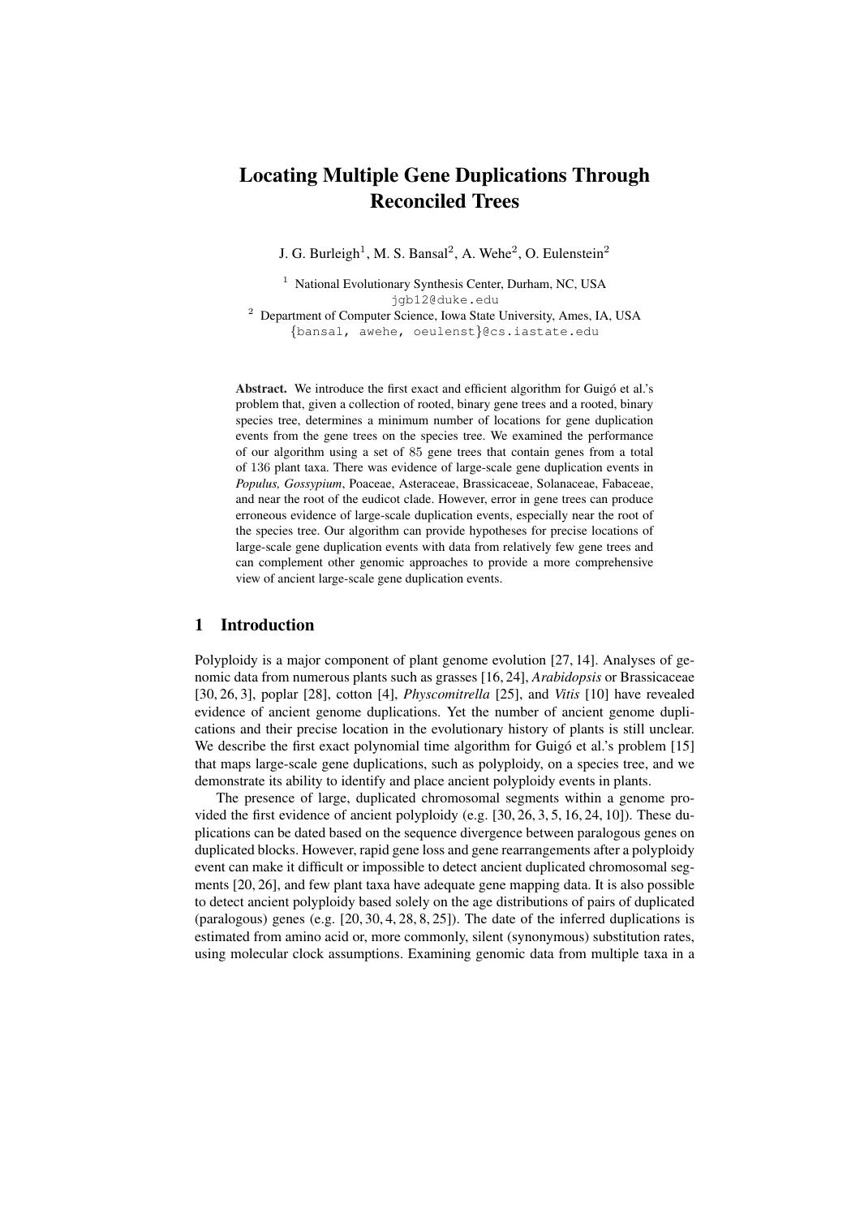# Locating Multiple Gene Duplications Through Reconciled Trees

J. G. Burleigh[1], M. S. Bansal[2], A. Wehe[2], O. Eulenstein[2]

[1] National Evolutionary Synthesis Center, Durham, NC, USA
jgb12@duke.edu

[2] Department of Computer Science, Iowa State University, Ames, IA, USA
{bansal, awehe, oeulenst}@cs.iastate.edu

**Abstract.** We introduce the first exact and efficient algorithm for Guigó et al.'s problem that, given a collection of rooted, binary gene trees and a rooted, binary species tree, determines a minimum number of locations for gene duplication events from the gene trees on the species tree. We examined the performance of our algorithm using a set of 85 gene trees that contain genes from a total of 136 plant taxa. There was evidence of large-scale gene duplication events in *Populus, Gossypium*, Poaceae, Asteraceae, Brassicaceae, Solanaceae, Fabaceae, and near the root of the eudicot clade. However, error in gene trees can produce erroneous evidence of large-scale duplication events, especially near the root of the species tree. Our algorithm can provide hypotheses for precise locations of large-scale gene duplication events with data from relatively few gene trees and can complement other genomic approaches to provide a more comprehensive view of ancient large-scale gene duplication events.

## 1 Introduction

Polyploidy is a major component of plant genome evolution [27, 14]. Analyses of genomic data from numerous plants such as grasses [16, 24], *Arabidopsis* or Brassicaceae [30, 26, 3], poplar [28], cotton [4], *Physcomitrella* [25], and *Vitis* [10] have revealed evidence of ancient genome duplications. Yet the number of ancient genome duplications and their precise location in the evolutionary history of plants is still unclear. We describe the first exact polynomial time algorithm for Guigó et al.'s problem [15] that maps large-scale gene duplications, such as polyploidy, on a species tree, and we demonstrate its ability to identify and place ancient polyploidy events in plants.

The presence of large, duplicated chromosomal segments within a genome provided the first evidence of ancient polyploidy (e.g. [30, 26, 3, 5, 16, 24, 10]). These duplications can be dated based on the sequence divergence between paralogous genes on duplicated blocks. However, rapid gene loss and gene rearrangements after a polyploidy event can make it difficult or impossible to detect ancient duplicated chromosomal segments [20, 26], and few plant taxa have adequate gene mapping data. It is also possible to detect ancient polyploidy based solely on the age distributions of pairs of duplicated (paralogous) genes (e.g. [20, 30, 4, 28, 8, 25]). The date of the inferred duplications is estimated from amino acid or, more commonly, silent (synonymous) substitution rates, using molecular clock assumptions. Examining genomic data from multiple taxa in a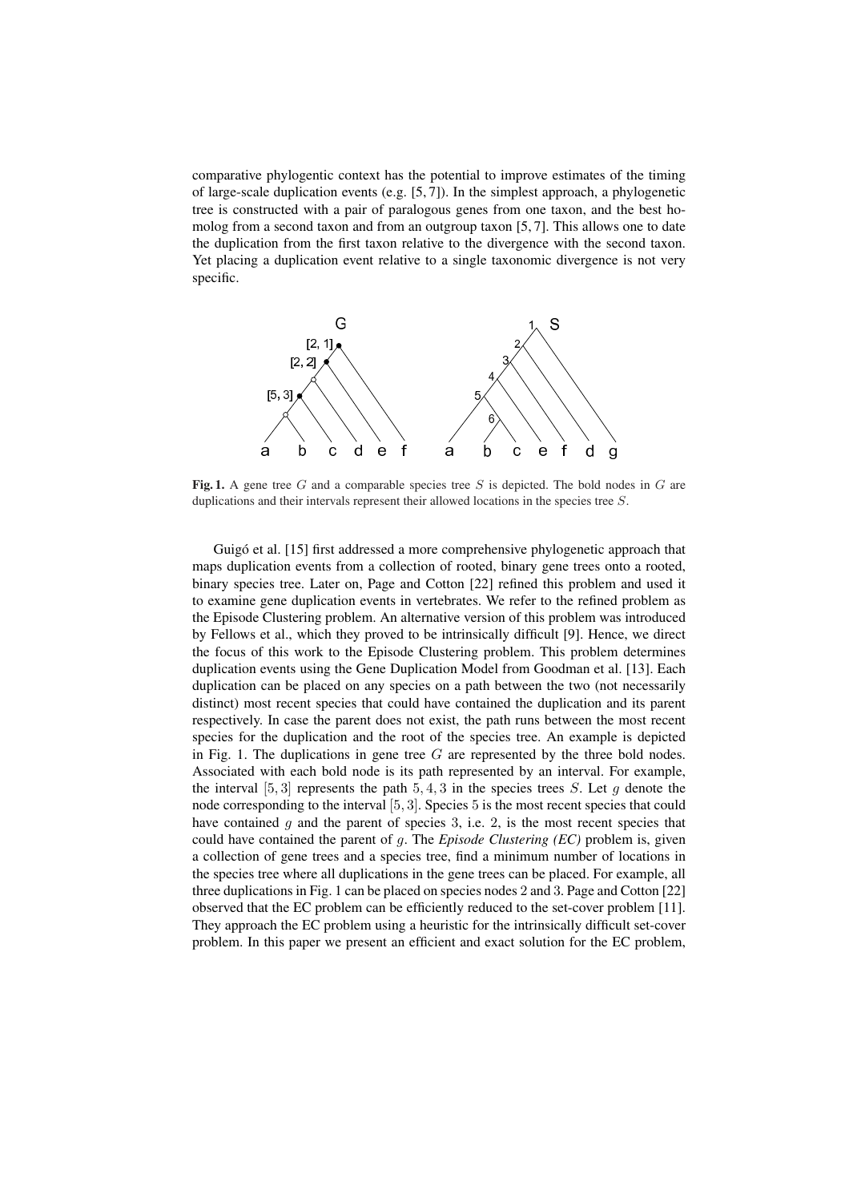comparative phylogentic context has the potential to improve estimates of the timing of large-scale duplication events (e.g. [5, 7]). In the simplest approach, a phylogenetic tree is constructed with a pair of paralogous genes from one taxon, and the best homolog from a second taxon and from an outgroup taxon [5, 7]. This allows one to date the duplication from the first taxon relative to the divergence with the second taxon. Yet placing a duplication event relative to a single taxonomic divergence is not very specific.

**Fig. 1.** A gene tree $G$ and a comparable species tree $S$ is depicted. The bold nodes in $G$ are duplications and their intervals represent their allowed locations in the species tree $S$.

Guigó et al. [15] first addressed a more comprehensive phylogenetic approach that maps duplication events from a collection of rooted, binary gene trees onto a rooted, binary species tree. Later on, Page and Cotton [22] refined this problem and used it to examine gene duplication events in vertebrates. We refer to the refined problem as the Episode Clustering problem. An alternative version of this problem was introduced by Fellows et al., which they proved to be intrinsically difficult [9]. Hence, we direct the focus of this work to the Episode Clustering problem. This problem determines duplication events using the Gene Duplication Model from Goodman et al. [13]. Each duplication can be placed on any species on a path between the two (not necessarily distinct) most recent species that could have contained the duplication and its parent respectively. In case the parent does not exist, the path runs between the most recent species for the duplication and the root of the species tree. An example is depicted in Fig. 1. The duplications in gene tree $G$ are represented by the three bold nodes. Associated with each bold node is its path represented by an interval. For example, the interval $[5, 3]$ represents the path $5, 4, 3$ in the species trees $S$. Let $g$ denote the node corresponding to the interval $[5, 3]$. Species $5$ is the most recent species that could have contained $g$ and the parent of species $3$, i.e. $2$, is the most recent species that could have contained the parent of $g$. The *Episode Clustering (EC)* problem is, given a collection of gene trees and a species tree, find a minimum number of locations in the species tree where all duplications in the gene trees can be placed. For example, all three duplications in Fig. 1 can be placed on species nodes 2 and 3. Page and Cotton [22] observed that the EC problem can be efficiently reduced to the set-cover problem [11]. They approach the EC problem using a heuristic for the intrinsically difficult set-cover problem. In this paper we present an efficient and exact solution for the EC problem,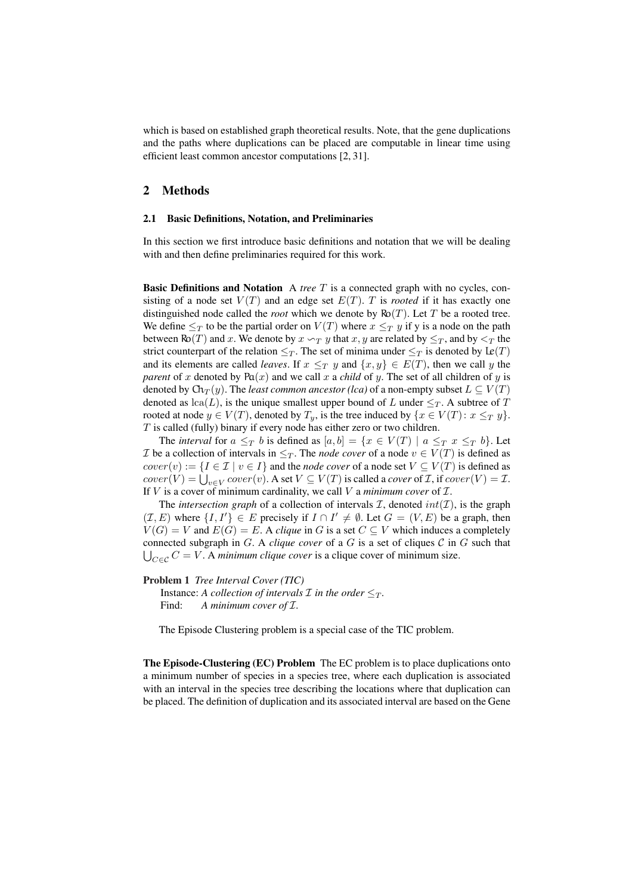which is based on established graph theoretical results. Note, that the gene duplications and the paths where duplications can be placed are computable in linear time using efficient least common ancestor computations [2, 31].

## 2 Methods

### 2.1 Basic Definitions, Notation, and Preliminaries

In this section we first introduce basic definitions and notation that we will be dealing with and then define preliminaries required for this work.

**Basic Definitions and Notation** A *tree* $T$ is a connected graph with no cycles, consisting of a node set $V(T)$ and an edge set $E(T)$. $T$ is *rooted* if it has exactly one distinguished node called the *root* which we denote by $\mathrm{Ro}(T)$. Let $T$ be a rooted tree. We define $\leq_T$ to be the partial order on $V(T)$ where $x \leq_T y$ if y is a node on the path between $\mathrm{Ro}(T)$ and $x$. We denote by $x \backsim_T y$ that $x, y$ are related by $\leq_T$, and by $<_T$ the strict counterpart of the relation $\leq_T$. The set of minima under $\leq_T$ is denoted by $\mathrm{Le}(T)$ and its elements are called *leaves*. If $x \leq_T y$ and $\{x, y\} \in E(T)$, then we call $y$ the *parent* of $x$ denoted by $\mathrm{Pa}(x)$ and we call $x$ a *child* of $y$. The set of all children of $y$ is denoted by $\mathrm{Ch}_T(y)$. The *least common ancestor (lca)* of a non-empty subset $L \subseteq V(T)$ denoted as $\mathrm{lca}(L)$, is the unique smallest upper bound of $L$ under $\leq_T$. A subtree of $T$ rooted at node $y \in V(T)$, denoted by $T_y$, is the tree induced by $\{x \in V(T) \colon x \leq_T y\}$. $T$ is called (fully) binary if every node has either zero or two children.

The *interval* for $a \leq_T b$ is defined as $[a, b] = \{x \in V(T) \mid a \leq_T x \leq_T b\}$. Let $\mathcal{I}$ be a collection of intervals in $\leq_T$. The *node cover* of a node $v \in V(T)$ is defined as $cover(v) := \{I \in \mathcal{I} \mid v \in I\}$ and the *node cover* of a node set $V \subseteq V(T)$ is defined as $cover(V) = \bigcup_{v \in V} cover(v)$. A set $V \subseteq V(T)$ is called a *cover* of $\mathcal{I}$, if $cover(V) = \mathcal{I}$. If $V$ is a cover of minimum cardinality, we call $V$ a *minimum cover* of $\mathcal{I}$.

The *intersection graph* of a collection of intervals $\mathcal{I}$, denoted $int(\mathcal{I})$, is the graph $(\mathcal{I}, E)$ where $\{I, I'\} \in E$ precisely if $I \cap I' \neq \emptyset$. Let $G = (V, E)$ be a graph, then $V(G) = V$ and $E(G) = E$. A *clique* in $G$ is a set $C \subseteq V$ which induces a completely connected subgraph in $G$. A *clique cover* of a $G$ is a set of cliques $\mathcal{C}$ in $G$ such that $\bigcup_{C \in \mathcal{C}} C = V$. A *minimum clique cover* is a clique cover of minimum size.

**Problem 1** *Tree Interval Cover (TIC)*
Instance: *A collection of intervals $\mathcal{I}$ in the order $\leq_T$.*
Find: *A minimum cover of $\mathcal{I}$.*

The Episode Clustering problem is a special case of the TIC problem.

**The Episode-Clustering (EC) Problem** The EC problem is to place duplications onto a minimum number of species in a species tree, where each duplication is associated with an interval in the species tree describing the locations where that duplication can be placed. The definition of duplication and its associated interval are based on the Gene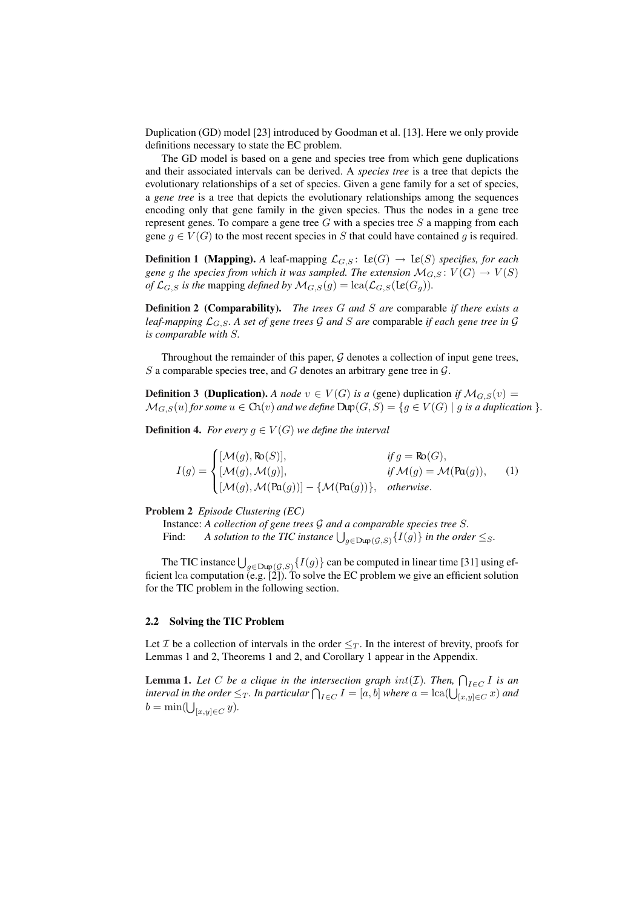Duplication (GD) model [23] introduced by Goodman et al. [13]. Here we only provide definitions necessary to state the EC problem.

The GD model is based on a gene and species tree from which gene duplications and their associated intervals can be derived. A *species tree* is a tree that depicts the evolutionary relationships of a set of species. Given a gene family for a set of species, a *gene tree* is a tree that depicts the evolutionary relationships among the sequences encoding only that gene family in the given species. Thus the nodes in a gene tree represent genes. To compare a gene tree $G$ with a species tree $S$ a mapping from each gene $g \in V(G)$ to the most recent species in $S$ that could have contained $g$ is required.

**Definition 1 (Mapping).** *A* leaf-mapping $\mathcal{L}_{G,S}\colon \mathsf{Le}(G) \to \mathsf{Le}(S)$ *specifies, for each gene $g$ the species from which it was sampled. The extension $\mathcal{M}_{G,S}\colon V(G) \to V(S)$ of $\mathcal{L}_{G,S}$ is the* mapping *defined by $\mathcal{M}_{G,S}(g) = \mathrm{lca}(\mathcal{L}_{G,S}(\mathsf{Le}(G_g)))$.*

**Definition 2 (Comparability).** *The trees $G$ and $S$ are* comparable *if there exists a leaf-mapping $\mathcal{L}_{G,S}$. A set of gene trees $\mathcal{G}$ and $S$ are* comparable *if each gene tree in $\mathcal{G}$ is comparable with $S$.*

Throughout the remainder of this paper, $\mathcal{G}$ denotes a collection of input gene trees, $S$ a comparable species tree, and $G$ denotes an arbitrary gene tree in $\mathcal{G}$.

**Definition 3 (Duplication).** *A node $v \in V(G)$ is a* (gene) duplication *if $\mathcal{M}_{G,S}(v) = \mathcal{M}_{G,S}(u)$ for some $u \in \mathsf{Ch}(v)$ and we define $\mathsf{Dup}(G, S) = \{g \in V(G) \mid g \text{ is a duplication }\}$.*

**Definition 4.** *For every $g \in V(G)$ we define the interval*

$$I(g) = \begin{cases} [\mathcal{M}(g), \mathsf{Ro}(S)], & \text{if } g = \mathsf{Ro}(G), \\ [\mathcal{M}(g), \mathcal{M}(g)], & \text{if } \mathcal{M}(g) = \mathcal{M}(\mathsf{Pa}(g)), \\ [\mathcal{M}(g), \mathcal{M}(\mathsf{Pa}(g))] - \{\mathcal{M}(\mathsf{Pa}(g))\}, & \text{otherwise}. \end{cases} \qquad (1)$$

**Problem 2** *Episode Clustering (EC)*

Instance: *A collection of gene trees $\mathcal{G}$ and a comparable species tree $S$.*
Find: *A solution to the TIC instance $\bigcup_{g \in \mathsf{Dup}(\mathcal{G},S)} \{I(g)\}$ in the order $\leq_S$.*

The TIC instance $\bigcup_{g \in \mathsf{Dup}(\mathcal{G},S)} \{I(g)\}$ can be computed in linear time [31] using efficient lca computation (e.g. [2]). To solve the EC problem we give an efficient solution for the TIC problem in the following section.

### 2.2 Solving the TIC Problem

Let $\mathcal{I}$ be a collection of intervals in the order $\leq_T$. In the interest of brevity, proofs for Lemmas 1 and 2, Theorems 1 and 2, and Corollary 1 appear in the Appendix.

**Lemma 1.** *Let $C$ be a clique in the intersection graph $int(\mathcal{I})$. Then, $\bigcap_{I \in C} I$ is an interval in the order $\leq_T$. In particular $\bigcap_{I \in C} I = [a, b]$ where $a = \mathrm{lca}(\bigcup_{[x,y] \in C} x)$ and $b = \min(\bigcup_{[x,y] \in C} y)$.*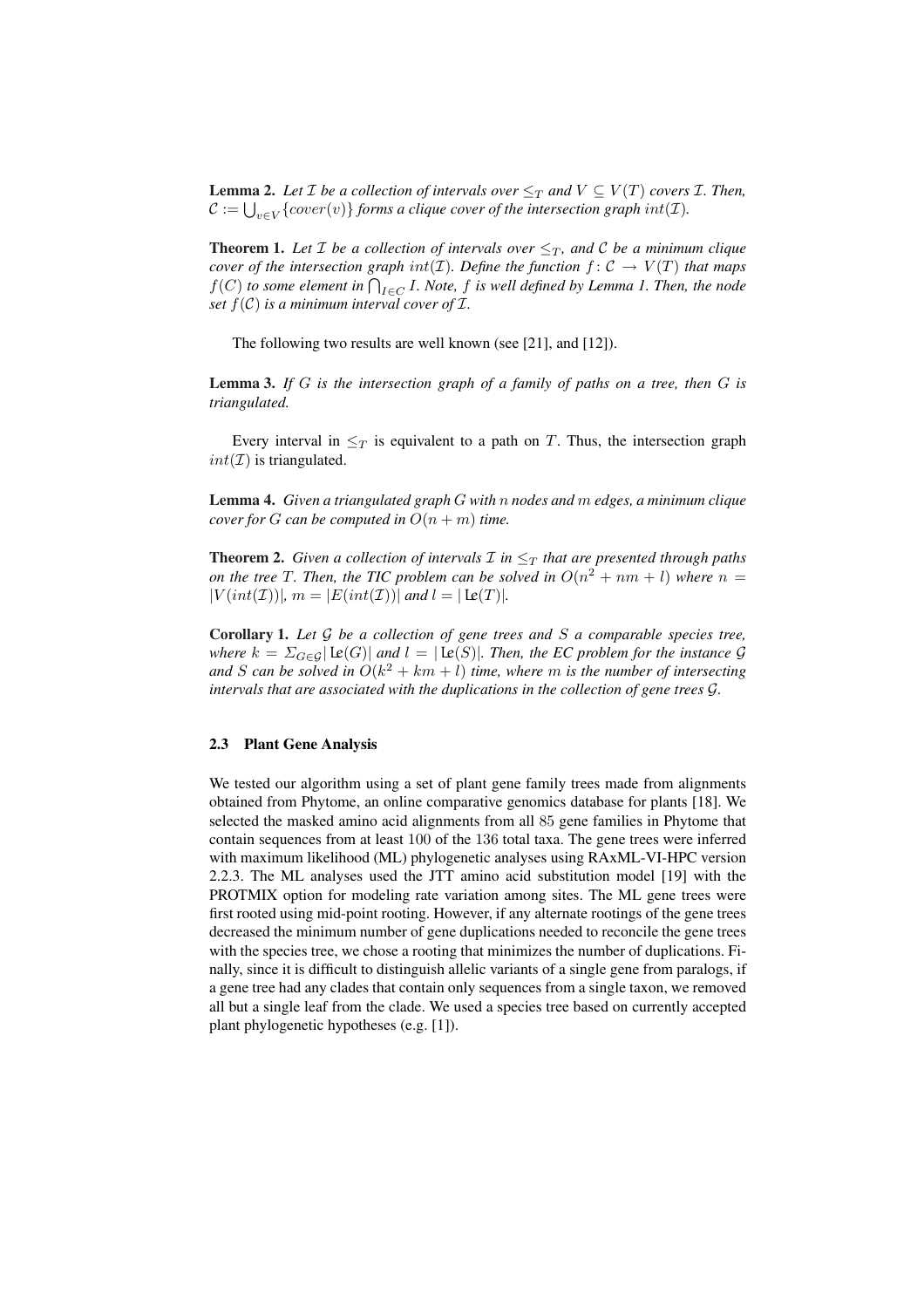**Lemma 2.** *Let $\mathcal{I}$ be a collection of intervals over $\leq_T$ and $V \subseteq V(T)$ covers $\mathcal{I}$. Then, $\mathcal{C} := \bigcup_{v \in V}\{cover(v)\}$ forms a clique cover of the intersection graph $int(\mathcal{I})$.*

**Theorem 1.** *Let $\mathcal{I}$ be a collection of intervals over $\leq_T$, and $\mathcal{C}$ be a minimum clique cover of the intersection graph $int(\mathcal{I})$. Define the function $f \colon \mathcal{C} \to V(T)$ that maps $f(C)$ to some element in $\bigcap_{I \in C} I$. Note, $f$ is well defined by Lemma 1. Then, the node set $f(\mathcal{C})$ is a minimum interval cover of $\mathcal{I}$.*

The following two results are well known (see [21], and [12]).

**Lemma 3.** *If $G$ is the intersection graph of a family of paths on a tree, then $G$ is triangulated.*

Every interval in $\leq_T$ is equivalent to a path on $T$. Thus, the intersection graph $int(\mathcal{I})$ is triangulated.

**Lemma 4.** *Given a triangulated graph $G$ with $n$ nodes and $m$ edges, a minimum clique cover for $G$ can be computed in $O(n + m)$ time.*

**Theorem 2.** *Given a collection of intervals $\mathcal{I}$ in $\leq_T$ that are presented through paths on the tree $T$. Then, the TIC problem can be solved in $O(n^2 + nm + l)$ where $n = |V(int(\mathcal{I}))|$, $m = |E(int(\mathcal{I}))|$ and $l = |\mathrm{Le}(T)|$.*

**Corollary 1.** *Let $\mathcal{G}$ be a collection of gene trees and $S$ a comparable species tree, where $k = \Sigma_{G \in \mathcal{G}}|\mathrm{Le}(G)|$ and $l = |\mathrm{Le}(S)|$. Then, the EC problem for the instance $\mathcal{G}$ and $S$ can be solved in $O(k^2 + km + l)$ time, where $m$ is the number of intersecting intervals that are associated with the duplications in the collection of gene trees $\mathcal{G}$.*

### 2.3 Plant Gene Analysis

We tested our algorithm using a set of plant gene family trees made from alignments obtained from Phytome, an online comparative genomics database for plants [18]. We selected the masked amino acid alignments from all 85 gene families in Phytome that contain sequences from at least 100 of the 136 total taxa. The gene trees were inferred with maximum likelihood (ML) phylogenetic analyses using RAxML-VI-HPC version 2.2.3. The ML analyses used the JTT amino acid substitution model [19] with the PROTMIX option for modeling rate variation among sites. The ML gene trees were first rooted using mid-point rooting. However, if any alternate rootings of the gene trees decreased the minimum number of gene duplications needed to reconcile the gene trees with the species tree, we chose a rooting that minimizes the number of duplications. Finally, since it is difficult to distinguish allelic variants of a single gene from paralogs, if a gene tree had any clades that contain only sequences from a single taxon, we removed all but a single leaf from the clade. We used a species tree based on currently accepted plant phylogenetic hypotheses (e.g. [1]).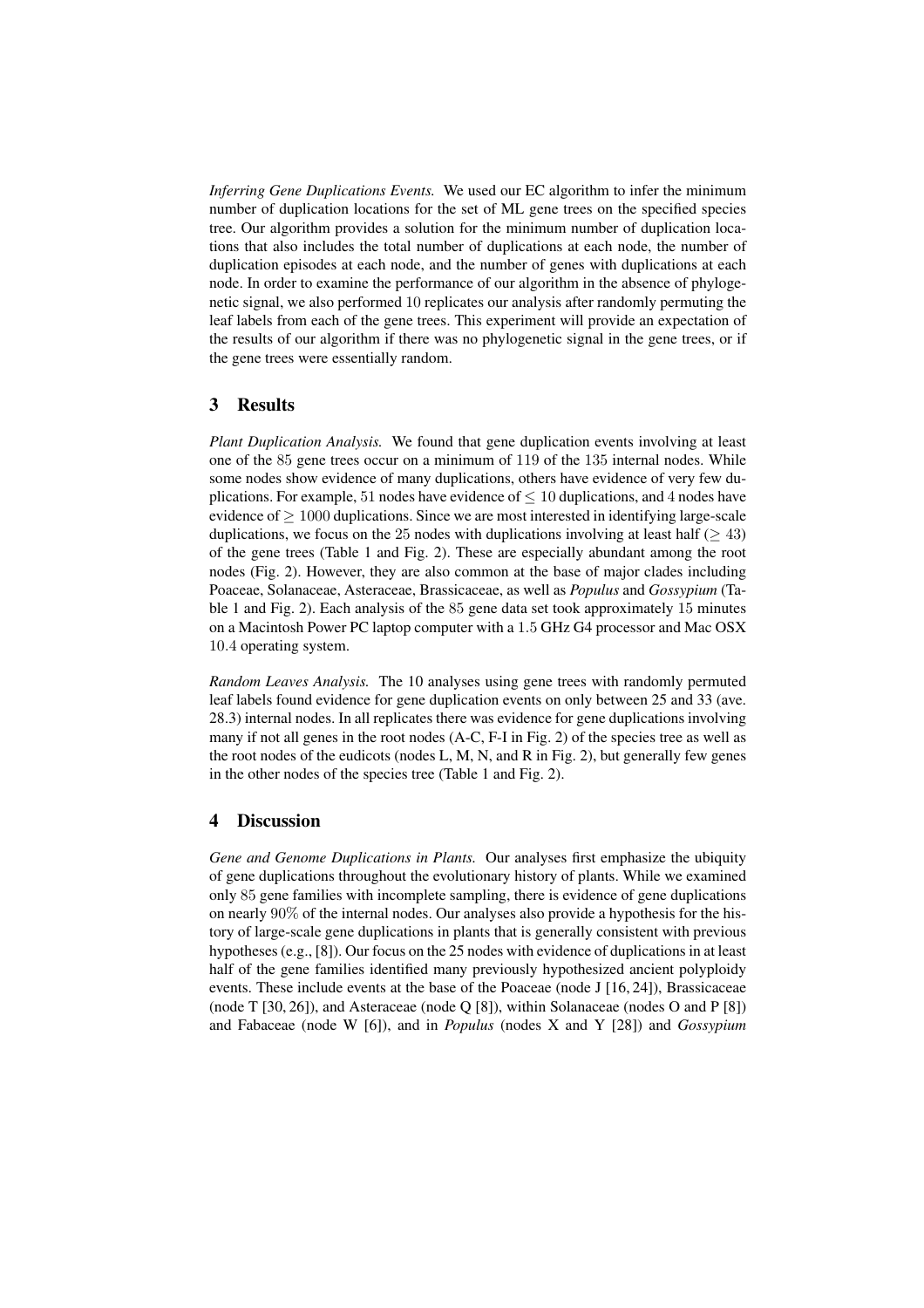*Inferring Gene Duplications Events.* We used our EC algorithm to infer the minimum number of duplication locations for the set of ML gene trees on the specified species tree. Our algorithm provides a solution for the minimum number of duplication locations that also includes the total number of duplications at each node, the number of duplication episodes at each node, and the number of genes with duplications at each node. In order to examine the performance of our algorithm in the absence of phylogenetic signal, we also performed $10$ replicates our analysis after randomly permuting the leaf labels from each of the gene trees. This experiment will provide an expectation of the results of our algorithm if there was no phylogenetic signal in the gene trees, or if the gene trees were essentially random.

## 3 Results

*Plant Duplication Analysis.* We found that gene duplication events involving at least one of the $85$ gene trees occur on a minimum of $119$ of the $135$ internal nodes. While some nodes show evidence of many duplications, others have evidence of very few duplications. For example, $51$ nodes have evidence of $\leq 10$ duplications, and $4$ nodes have evidence of $\geq 1000$ duplications. Since we are most interested in identifying large-scale duplications, we focus on the $25$ nodes with duplications involving at least half ($\geq 43$) of the gene trees (Table 1 and Fig. 2). These are especially abundant among the root nodes (Fig. 2). However, they are also common at the base of major clades including Poaceae, Solanaceae, Asteraceae, Brassicaceae, as well as *Populus* and *Gossypium* (Table 1 and Fig. 2). Each analysis of the $85$ gene data set took approximately $15$ minutes on a Macintosh Power PC laptop computer with a $1.5$ GHz G4 processor and Mac OSX $10.4$ operating system.

*Random Leaves Analysis.* The 10 analyses using gene trees with randomly permuted leaf labels found evidence for gene duplication events on only between 25 and 33 (ave. 28.3) internal nodes. In all replicates there was evidence for gene duplications involving many if not all genes in the root nodes (A-C, F-I in Fig. 2) of the species tree as well as the root nodes of the eudicots (nodes L, M, N, and R in Fig. 2), but generally few genes in the other nodes of the species tree (Table 1 and Fig. 2).

## 4 Discussion

*Gene and Genome Duplications in Plants.* Our analyses first emphasize the ubiquity of gene duplications throughout the evolutionary history of plants. While we examined only $85$ gene families with incomplete sampling, there is evidence of gene duplications on nearly $90\%$ of the internal nodes. Our analyses also provide a hypothesis for the history of large-scale gene duplications in plants that is generally consistent with previous hypotheses (e.g., [8]). Our focus on the $25$ nodes with evidence of duplications in at least half of the gene families identified many previously hypothesized ancient polyploidy events. These include events at the base of the Poaceae (node J [16, 24]), Brassicaceae (node T [30, 26]), and Asteraceae (node Q [8]), within Solanaceae (nodes O and P [8]) and Fabaceae (node W [6]), and in *Populus* (nodes X and Y [28]) and *Gossypium*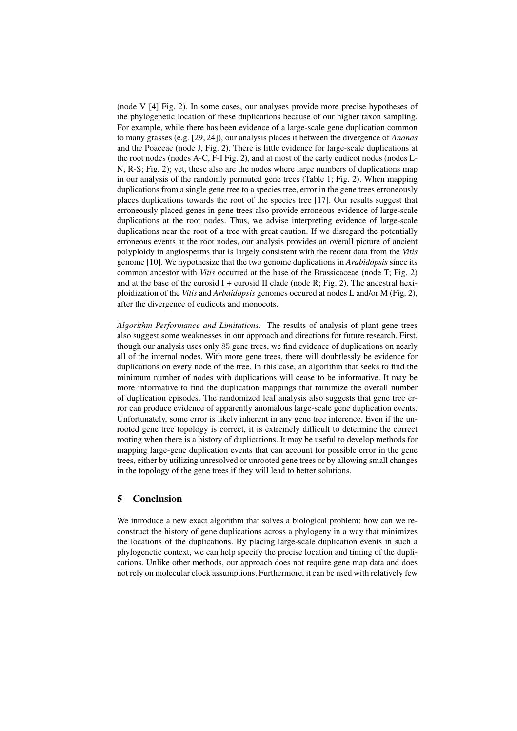(node V [4] Fig. 2). In some cases, our analyses provide more precise hypotheses of the phylogenetic location of these duplications because of our higher taxon sampling. For example, while there has been evidence of a large-scale gene duplication common to many grasses (e.g. [29, 24]), our analysis places it between the divergence of *Ananas* and the Poaceae (node J, Fig. 2). There is little evidence for large-scale duplications at the root nodes (nodes A-C, F-I Fig. 2), and at most of the early eudicot nodes (nodes L-N, R-S; Fig. 2); yet, these also are the nodes where large numbers of duplications map in our analysis of the randomly permuted gene trees (Table 1; Fig. 2). When mapping duplications from a single gene tree to a species tree, error in the gene trees erroneously places duplications towards the root of the species tree [17]. Our results suggest that erroneously placed genes in gene trees also provide erroneous evidence of large-scale duplications at the root nodes. Thus, we advise interpreting evidence of large-scale duplications near the root of a tree with great caution. If we disregard the potentially erroneous events at the root nodes, our analysis provides an overall picture of ancient polyploidy in angiosperms that is largely consistent with the recent data from the *Vitis* genome [10]. We hypothesize that the two genome duplications in *Arabidopsis* since its common ancestor with *Vitis* occurred at the base of the Brassicaceae (node T; Fig. 2) and at the base of the eurosid I + eurosid II clade (node R; Fig. 2). The ancestral hexiploidization of the *Vitis* and *Arbaidopsis* genomes occured at nodes L and/or M (Fig. 2), after the divergence of eudicots and monocots.

*Algorithm Performance and Limitations.* The results of analysis of plant gene trees also suggest some weaknesses in our approach and directions for future research. First, though our analysis uses only 85 gene trees, we find evidence of duplications on nearly all of the internal nodes. With more gene trees, there will doubtlessly be evidence for duplications on every node of the tree. In this case, an algorithm that seeks to find the minimum number of nodes with duplications will cease to be informative. It may be more informative to find the duplication mappings that minimize the overall number of duplication episodes. The randomized leaf analysis also suggests that gene tree error can produce evidence of apparently anomalous large-scale gene duplication events. Unfortunately, some error is likely inherent in any gene tree inference. Even if the unrooted gene tree topology is correct, it is extremely difficult to determine the correct rooting when there is a history of duplications. It may be useful to develop methods for mapping large-gene duplication events that can account for possible error in the gene trees, either by utilizing unresolved or unrooted gene trees or by allowing small changes in the topology of the gene trees if they will lead to better solutions.

## 5 Conclusion

We introduce a new exact algorithm that solves a biological problem: how can we reconstruct the history of gene duplications across a phylogeny in a way that minimizes the locations of the duplications. By placing large-scale duplication events in such a phylogenetic context, we can help specify the precise location and timing of the duplications. Unlike other methods, our approach does not require gene map data and does not rely on molecular clock assumptions. Furthermore, it can be used with relatively few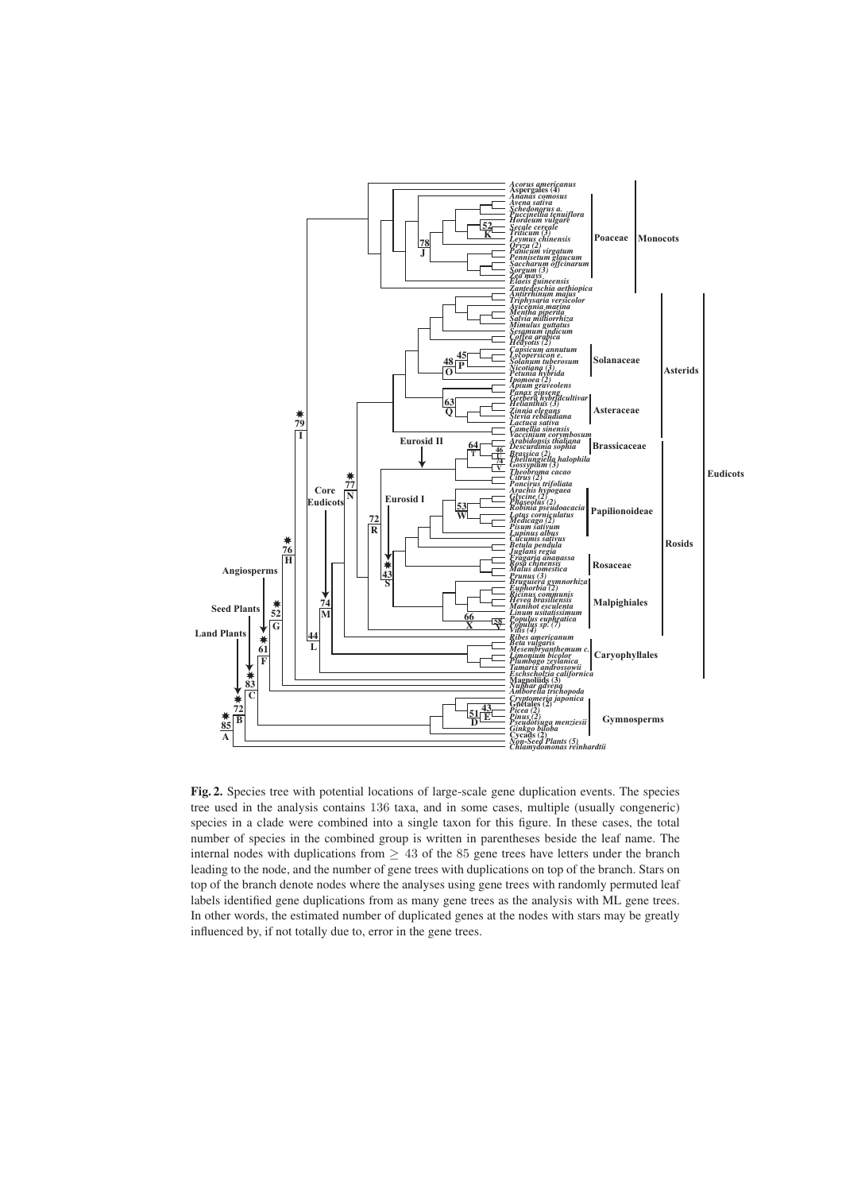**Fig. 2.** Species tree with potential locations of large-scale gene duplication events. The species tree used in the analysis contains 136 taxa, and in some cases, multiple (usually congeneric) species in a clade were combined into a single taxon for this figure. In these cases, the total number of species in the combined group is written in parentheses beside the leaf name. The internal nodes with duplications from $\geq 43$ of the 85 gene trees have letters under the branch leading to the node, and the number of gene trees with duplications on top of the branch. Stars on top of the branch denote nodes where the analyses using gene trees with randomly permuted leaf labels identified gene duplications from as many gene trees as the analysis with ML gene trees. In other words, the estimated number of duplicated genes at the nodes with stars may be greatly influenced by, if not totally due to, error in the gene trees.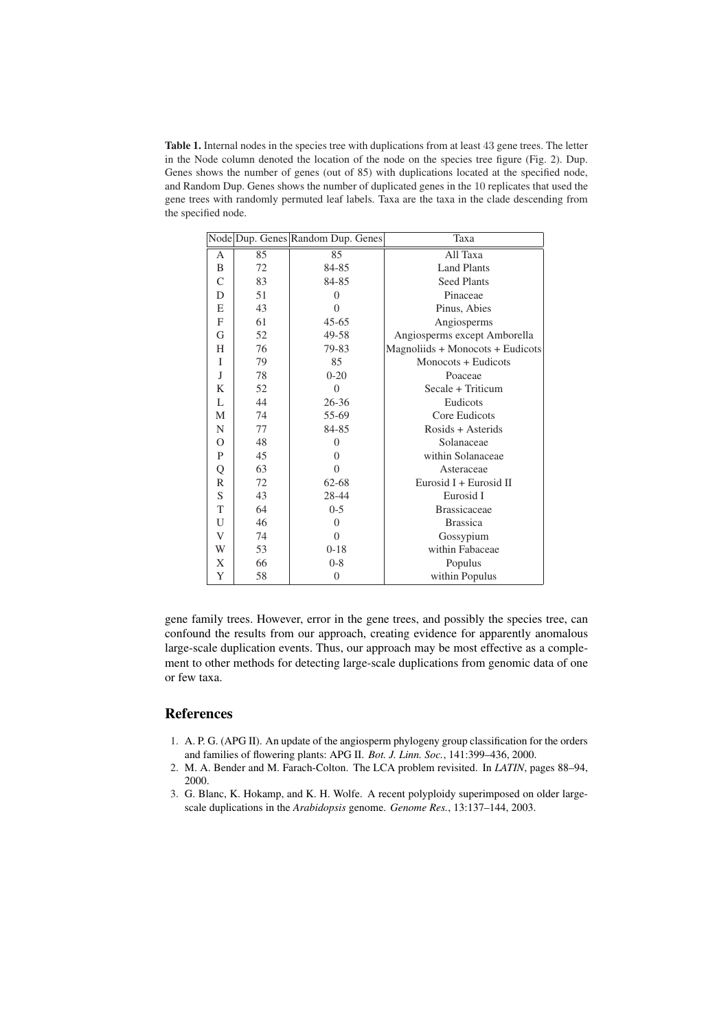**Table 1.** Internal nodes in the species tree with duplications from at least 43 gene trees. The letter in the Node column denoted the location of the node on the species tree figure (Fig. 2). Dup. Genes shows the number of genes (out of 85) with duplications located at the specified node, and Random Dup. Genes shows the number of duplicated genes in the 10 replicates that used the gene trees with randomly permuted leaf labels. Taxa are the taxa in the clade descending from the specified node.

| Node | Dup. Genes | Random Dup. Genes | Taxa |
|---|---|---|---|
| A | 85 | 85 | All Taxa |
| B | 72 | 84-85 | Land Plants |
| C | 83 | 84-85 | Seed Plants |
| D | 51 | 0 | Pinaceae |
| E | 43 | 0 | Pinus, Abies |
| F | 61 | 45-65 | Angiosperms |
| G | 52 | 49-58 | Angiosperms except Amborella |
| H | 76 | 79-83 | Magnoliids + Monocots + Eudicots |
| I | 79 | 85 | Monocots + Eudicots |
| J | 78 | 0-20 | Poaceae |
| K | 52 | 0 | Secale + Triticum |
| L | 44 | 26-36 | Eudicots |
| M | 74 | 55-69 | Core Eudicots |
| N | 77 | 84-85 | Rosids + Asterids |
| O | 48 | 0 | Solanaceae |
| P | 45 | 0 | within Solanaceae |
| Q | 63 | 0 | Asteraceae |
| R | 72 | 62-68 | Eurosid I + Eurosid II |
| S | 43 | 28-44 | Eurosid I |
| T | 64 | 0-5 | Brassicaceae |
| U | 46 | 0 | Brassica |
| V | 74 | 0 | Gossypium |
| W | 53 | 0-18 | within Fabaceae |
| X | 66 | 0-8 | Populus |
| Y | 58 | 0 | within Populus |

gene family trees. However, error in the gene trees, and possibly the species tree, can confound the results from our approach, creating evidence for apparently anomalous large-scale duplication events. Thus, our approach may be most effective as a complement to other methods for detecting large-scale duplications from genomic data of one or few taxa.

## References

1. A. P. G. (APG II). An update of the angiosperm phylogeny group classification for the orders and families of flowering plants: APG II. *Bot. J. Linn. Soc.*, 141:399–436, 2000.
2. M. A. Bender and M. Farach-Colton. The LCA problem revisited. In *LATIN*, pages 88–94, 2000.
3. G. Blanc, K. Hokamp, and K. H. Wolfe. A recent polyploidy superimposed on older large-scale duplications in the *Arabidopsis* genome. *Genome Res.*, 13:137–144, 2003.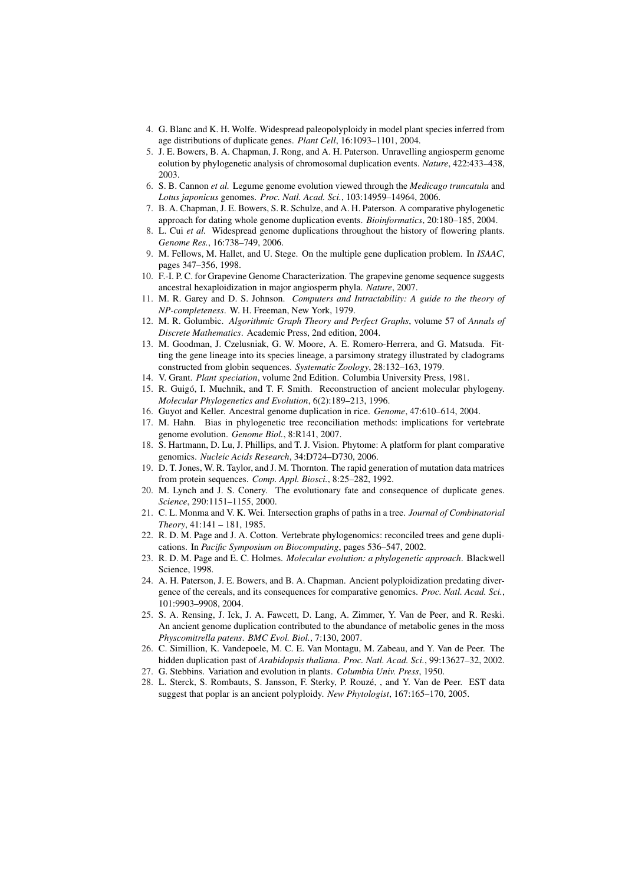4. G. Blanc and K. H. Wolfe. Widespread paleopolyploidy in model plant species inferred from age distributions of duplicate genes. *Plant Cell*, 16:1093–1101, 2004.
5. J. E. Bowers, B. A. Chapman, J. Rong, and A. H. Paterson. Unravelling angiosperm genome eolution by phylogenetic analysis of chromosomal duplication events. *Nature*, 422:433–438, 2003.
6. S. B. Cannon *et al.* Legume genome evolution viewed through the *Medicago truncatula* and *Lotus japonicus* genomes. *Proc. Natl. Acad. Sci.*, 103:14959–14964, 2006.
7. B. A. Chapman, J. E. Bowers, S. R. Schulze, and A. H. Paterson. A comparative phylogenetic approach for dating whole genome duplication events. *Bioinformatics*, 20:180–185, 2004.
8. L. Cui *et al.* Widespread genome duplications throughout the history of flowering plants. *Genome Res.*, 16:738–749, 2006.
9. M. Fellows, M. Hallet, and U. Stege. On the multiple gene duplication problem. In *ISAAC*, pages 347–356, 1998.
10. F.-I. P. C. for Grapevine Genome Characterization. The grapevine genome sequence suggests ancestral hexaploidization in major angiosperm phyla. *Nature*, 2007.
11. M. R. Garey and D. S. Johnson. *Computers and Intractability: A guide to the theory of NP-completeness*. W. H. Freeman, New York, 1979.
12. M. R. Golumbic. *Algorithmic Graph Theory and Perfect Graphs*, volume 57 of *Annals of Discrete Mathematics*. Academic Press, 2nd edition, 2004.
13. M. Goodman, J. Czelusniak, G. W. Moore, A. E. Romero-Herrera, and G. Matsuda. Fitting the gene lineage into its species lineage, a parsimony strategy illustrated by cladograms constructed from globin sequences. *Systematic Zoology*, 28:132–163, 1979.
14. V. Grant. *Plant speciation*, volume 2nd Edition. Columbia University Press, 1981.
15. R. Guigó, I. Muchnik, and T. F. Smith. Reconstruction of ancient molecular phylogeny. *Molecular Phylogenetics and Evolution*, 6(2):189–213, 1996.
16. Guyot and Keller. Ancestral genome duplication in rice. *Genome*, 47:610–614, 2004.
17. M. Hahn. Bias in phylogenetic tree reconciliation methods: implications for vertebrate genome evolution. *Genome Biol.*, 8:R141, 2007.
18. S. Hartmann, D. Lu, J. Phillips, and T. J. Vision. Phytome: A platform for plant comparative genomics. *Nucleic Acids Research*, 34:D724–D730, 2006.
19. D. T. Jones, W. R. Taylor, and J. M. Thornton. The rapid generation of mutation data matrices from protein sequences. *Comp. Appl. Biosci.*, 8:25–282, 1992.
20. M. Lynch and J. S. Conery. The evolutionary fate and consequence of duplicate genes. *Science*, 290:1151–1155, 2000.
21. C. L. Monma and V. K. Wei. Intersection graphs of paths in a tree. *Journal of Combinatorial Theory*, 41:141 – 181, 1985.
22. R. D. M. Page and J. A. Cotton. Vertebrate phylogenomics: reconciled trees and gene duplications. In *Pacific Symposium on Biocomputing*, pages 536–547, 2002.
23. R. D. M. Page and E. C. Holmes. *Molecular evolution: a phylogenetic approach*. Blackwell Science, 1998.
24. A. H. Paterson, J. E. Bowers, and B. A. Chapman. Ancient polyploidization predating divergence of the cereals, and its consequences for comparative genomics. *Proc. Natl. Acad. Sci.*, 101:9903–9908, 2004.
25. S. A. Rensing, J. Ick, J. A. Fawcett, D. Lang, A. Zimmer, Y. Van de Peer, and R. Reski. An ancient genome duplication contributed to the abundance of metabolic genes in the moss *Physcomitrella patens*. *BMC Evol. Biol.*, 7:130, 2007.
26. C. Simillion, K. Vandepoele, M. C. E. Van Montagu, M. Zabeau, and Y. Van de Peer. The hidden duplication past of *Arabidopsis thaliana*. *Proc. Natl. Acad. Sci.*, 99:13627–32, 2002.
27. G. Stebbins. Variation and evolution in plants. *Columbia Univ. Press*, 1950.
28. L. Sterck, S. Rombauts, S. Jansson, F. Sterky, P. Rouzé, , and Y. Van de Peer. EST data suggest that poplar is an ancient polyploidy. *New Phytologist*, 167:165–170, 2005.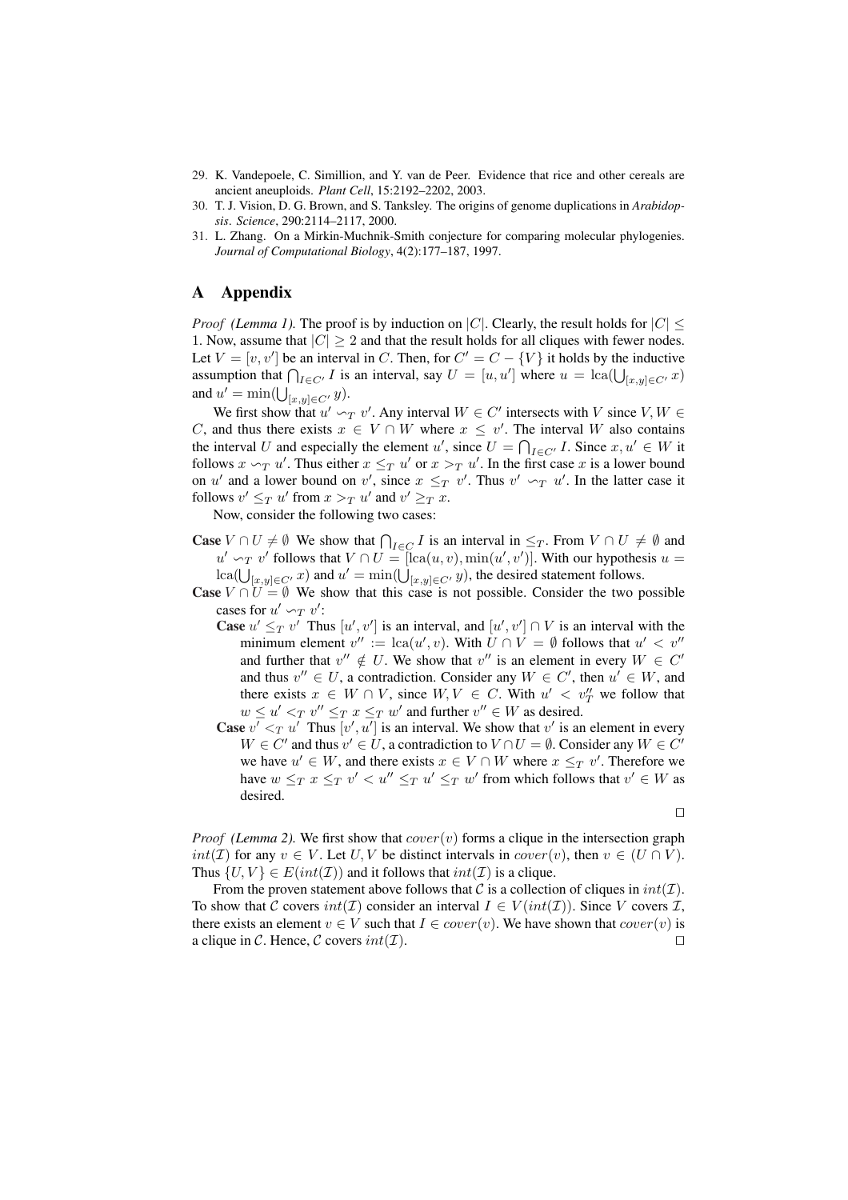29. K. Vandepoele, C. Simillion, and Y. van de Peer. Evidence that rice and other cereals are ancient aneuploids. *Plant Cell*, 15:2192–2202, 2003.
30. T. J. Vision, D. G. Brown, and S. Tanksley. The origins of genome duplications in *Arabidopsis*. *Science*, 290:2114–2117, 2000.
31. L. Zhang. On a Mirkin-Muchnik-Smith conjecture for comparing molecular phylogenies. *Journal of Computational Biology*, 4(2):177–187, 1997.

# A Appendix

*Proof (Lemma 1).* The proof is by induction on $|C|$. Clearly, the result holds for $|C| \leq 1$. Now, assume that $|C| \geq 2$ and that the result holds for all cliques with fewer nodes. Let $V = [v, v']$ be an interval in $C$. Then, for $C' = C - \{V\}$ it holds by the inductive assumption that $\bigcap_{I \in C'} I$ is an interval, say $U = [u, u']$ where $u = \text{lca}(\bigcup_{[x,y] \in C'} x)$ and $u' = \min(\bigcup_{[x,y] \in C'} y)$.

We first show that $u' \backsim_T v'$. Any interval $W \in C'$ intersects with $V$ since $V, W \in C$, and thus there exists $x \in V \cap W$ where $x \leq v'$. The interval $W$ also contains the interval $U$ and especially the element $u'$, since $U = \bigcap_{I \in C'} I$. Since $x, u' \in W$ it follows $x \backsim_T u'$. Thus either $x \leq_T u'$ or $x >_T u'$. In the first case $x$ is a lower bound on $u'$ and a lower bound on $v'$, since $x \leq_T v'$. Thus $v' \backsim_T u'$. In the latter case it follows $v' \leq_T u'$ from $x >_T u'$ and $v' \geq_T x$.

Now, consider the following two cases:

**Case** $V \cap U \neq \emptyset$ We show that $\bigcap_{I \in C} I$ is an interval in $\leq_T$. From $V \cap U \neq \emptyset$ and $u' \backsim_T v'$ follows that $V \cap U = [\text{lca}(u, v), \min(u', v')]$. With our hypothesis $u = \text{lca}(\bigcup_{[x,y] \in C'} x)$ and $u' = \min(\bigcup_{[x,y] \in C'} y)$, the desired statement follows.

**Case** $V \cap U = \emptyset$ We show that this case is not possible. Consider the two possible cases for $u' \backsim_T v'$:

**Case** $u' \leq_T v'$ Thus $[u', v']$ is an interval, and $[u', v'] \cap V$ is an interval with the minimum element $v'' := \text{lca}(u', v)$. With $U \cap V = \emptyset$ follows that $u' < v''$ and further that $v'' \notin U$. We show that $v''$ is an element in every $W \in C'$ and thus $v'' \in U$, a contradiction. Consider any $W \in C'$, then $u' \in W$, and there exists $x \in W \cap V$, since $W, V \in C$. With $u' < v''_T$ we follow that $w \leq u' <_T v'' \leq_T x \leq_T w'$ and further $v'' \in W$ as desired.

**Case** $v' <_T u'$ Thus $[v', u']$ is an interval. We show that $v'$ is an element in every $W \in C'$ and thus $v' \in U$, a contradiction to $V \cap U = \emptyset$. Consider any $W \in C'$ we have $u' \in W$, and there exists $x \in V \cap W$ where $x \leq_T v'$. Therefore we have $w \leq_T x \leq_T v' < u'' \leq_T u' \leq_T w'$ from which follows that $v' \in W$ as desired.

$\square$

*Proof (Lemma 2).* We first show that $cover(v)$ forms a clique in the intersection graph $int(\mathcal{I})$ for any $v \in V$. Let $U, V$ be distinct intervals in $cover(v)$, then $v \in (U \cap V)$. Thus $\{U, V\} \in E(int(\mathcal{I}))$ and it follows that $int(\mathcal{I})$ is a clique.

From the proven statement above follows that $\mathcal{C}$ is a collection of cliques in $int(\mathcal{I})$. To show that $\mathcal{C}$ covers $int(\mathcal{I})$ consider an interval $I \in V(int(\mathcal{I}))$. Since $V$ covers $\mathcal{I}$, there exists an element $v \in V$ such that $I \in cover(v)$. We have shown that $cover(v)$ is a clique in $\mathcal{C}$. Hence, $\mathcal{C}$ covers $int(\mathcal{I})$. $\square$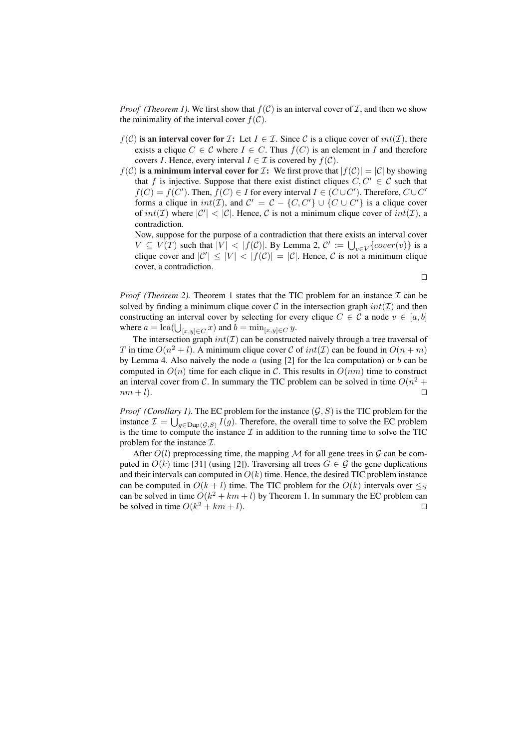*Proof (Theorem 1).* We first show that $f(\mathcal{C})$ is an interval cover of $\mathcal{I}$, and then we show the minimality of the interval cover $f(\mathcal{C})$.

**$f(\mathcal{C})$ is an interval cover for $\mathcal{I}$:** Let $I \in \mathcal{I}$. Since $\mathcal{C}$ is a clique cover of $int(\mathcal{I})$, there exists a clique $C \in \mathcal{C}$ where $I \in C$. Thus $f(C)$ is an element in $I$ and therefore covers $I$. Hence, every interval $I \in \mathcal{I}$ is covered by $f(\mathcal{C})$.

**$f(\mathcal{C})$ is a minimum interval cover for $\mathcal{I}$:** We first prove that $|f(\mathcal{C})| = |\mathcal{C}|$ by showing that $f$ is injective. Suppose that there exist distinct cliques $C, C' \in \mathcal{C}$ such that $f(C) = f(C')$. Then, $f(C) \in I$ for every interval $I \in (C \cup C')$. Therefore, $C \cup C'$ forms a clique in $int(\mathcal{I})$, and $\mathcal{C}' = \mathcal{C} - \{C, C'\} \cup \{C \cup C'\}$ is a clique cover of $int(\mathcal{I})$ where $|\mathcal{C}'| < |\mathcal{C}|$. Hence, $\mathcal{C}$ is not a minimum clique cover of $int(\mathcal{I})$, a contradiction.

Now, suppose for the purpose of a contradiction that there exists an interval cover $V \subseteq V(T)$ such that $|V| < |f(\mathcal{C})|$. By Lemma 2, $\mathcal{C}' := \bigcup_{v \in V}\{cover(v)\}$ is a clique cover and $|\mathcal{C}'| \leq |V| < |f(\mathcal{C})| = |\mathcal{C}|$. Hence, $\mathcal{C}$ is not a minimum clique cover, a contradiction.

□

*Proof (Theorem 2).* Theorem 1 states that the TIC problem for an instance $\mathcal{I}$ can be solved by finding a minimum clique cover $\mathcal{C}$ in the intersection graph $int(\mathcal{I})$ and then constructing an interval cover by selecting for every clique $C \in \mathcal{C}$ a node $v \in [a, b]$ where $a = \text{lca}(\bigcup_{[x,y] \in C} x)$ and $b = \min_{[x,y] \in C} y$.

The intersection graph $int(\mathcal{I})$ can be constructed naively through a tree traversal of $T$ in time $O(n^2 + l)$. A minimum clique cover $\mathcal{C}$ of $int(\mathcal{I})$ can be found in $O(n + m)$ by Lemma 4. Also naively the node $a$ (using [2] for the lca computation) or $b$ can be computed in $O(n)$ time for each clique in $\mathcal{C}$. This results in $O(nm)$ time to construct an interval cover from $\mathcal{C}$. In summary the TIC problem can be solved in time $O(n^2 + nm + l)$. □

*Proof (Corollary 1).* The EC problem for the instance $(\mathcal{G}, S)$ is the TIC problem for the instance $\mathcal{I} = \bigcup_{g \in \text{Dup}(\mathcal{G},S)} I(g)$. Therefore, the overall time to solve the EC problem is the time to compute the instance $\mathcal{I}$ in addition to the running time to solve the TIC problem for the instance $\mathcal{I}$.

After $O(l)$ preprocessing time, the mapping $\mathcal{M}$ for all gene trees in $\mathcal{G}$ can be computed in $O(k)$ time [31] (using [2]). Traversing all trees $G \in \mathcal{G}$ the gene duplications and their intervals can computed in $O(k)$ time. Hence, the desired TIC problem instance can be computed in $O(k + l)$ time. The TIC problem for the $O(k)$ intervals over $\leq_S$ can be solved in time $O(k^2 + km + l)$ by Theorem 1. In summary the EC problem can be solved in time $O(k^2 + km + l)$. □